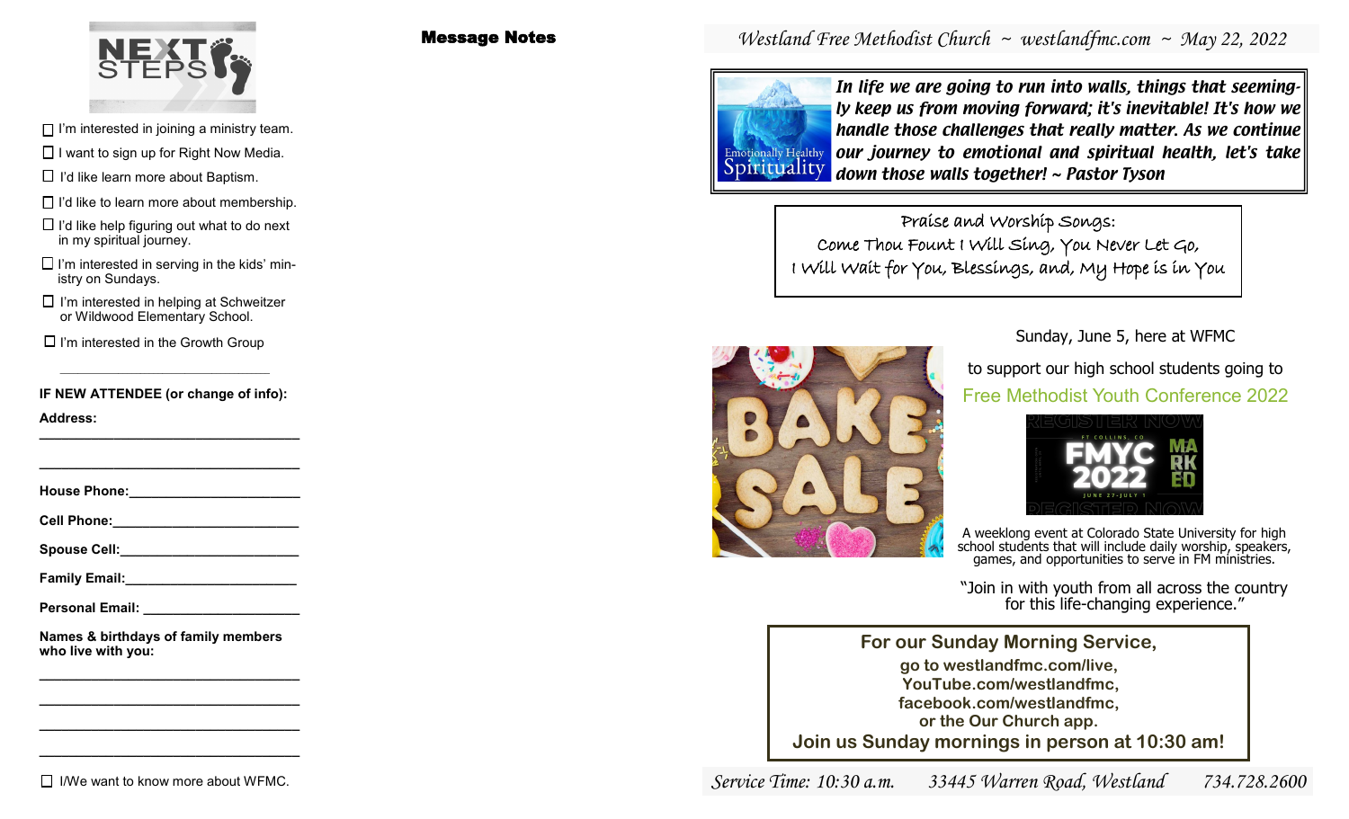# NEXT STEPS

- ☐ I'm interested in joining a ministry team.
- ☐ I want to sign up for Right Now Media.
- ☐ I'd like learn more about Baptism.
- ☐ I'd like to learn more about membership.
- ☐ I'd like help figuring out what to do next in my spiritual journey.
- ☐ I'm interested in serving in the kids' ministry on Sundays.
- ☐ I'm interested in helping at Schweitzer or Wildwood Elementary School.
- ☐ I'm interested in the Growth Group

______________________________

**IF NEW ATTENDEE (or change of info):**

**Address:**

___________________________________

___________________________________

**House Phone:**_______________________

**Cell Phone:**_________________________

**Spouse Cell:**________________________

**Family Email:**_______________________

**Personal Email:** _____________________

**Names & birthdays of family members who live with you:**

___________________________________

___________________________________

___________________________________

___________________________________

☐ I/We want to know more about WFMC.

## Message Notes

*Westland Free Methodist Church ~ westlandfmc.com ~ May 22, 2022*

Emotionally Healthy Spirituality

***In life we are going to run into walls, things that seemingly keep us from moving forward; it's inevitable! It's how we handle those challenges that really matter. As we continue our journey to emotional and spiritual health, let's take down those walls together! ~ Pastor Tyson***

Praise and Worship Songs:
Come Thou Fount I Will Sing, You Never Let Go,
I Will Wait for You, Blessings, and, My Hope is in You

BAKE SALE

Sunday, June 5, here at WFMC

to support our high school students going to

Free Methodist Youth Conference 2022

REGISTER NOW — FT COLLINS, CO — FMYC 2022 — MARKED — JUNE 27-JULY 1

A weeklong event at Colorado State University for high school students that will include daily worship, speakers, games, and opportunities to serve in FM ministries.

"Join in with youth from all across the country for this life-changing experience."

**For our Sunday Morning Service,**
**go to westlandfmc.com/live,**
**YouTube.com/westlandfmc,**
**facebook.com/westlandfmc,**
**or the Our Church app.**
**Join us Sunday mornings in person at 10:30 am!**

*Service Time: 10:30 a.m. 33445 Warren Road, Westland 734.728.2600*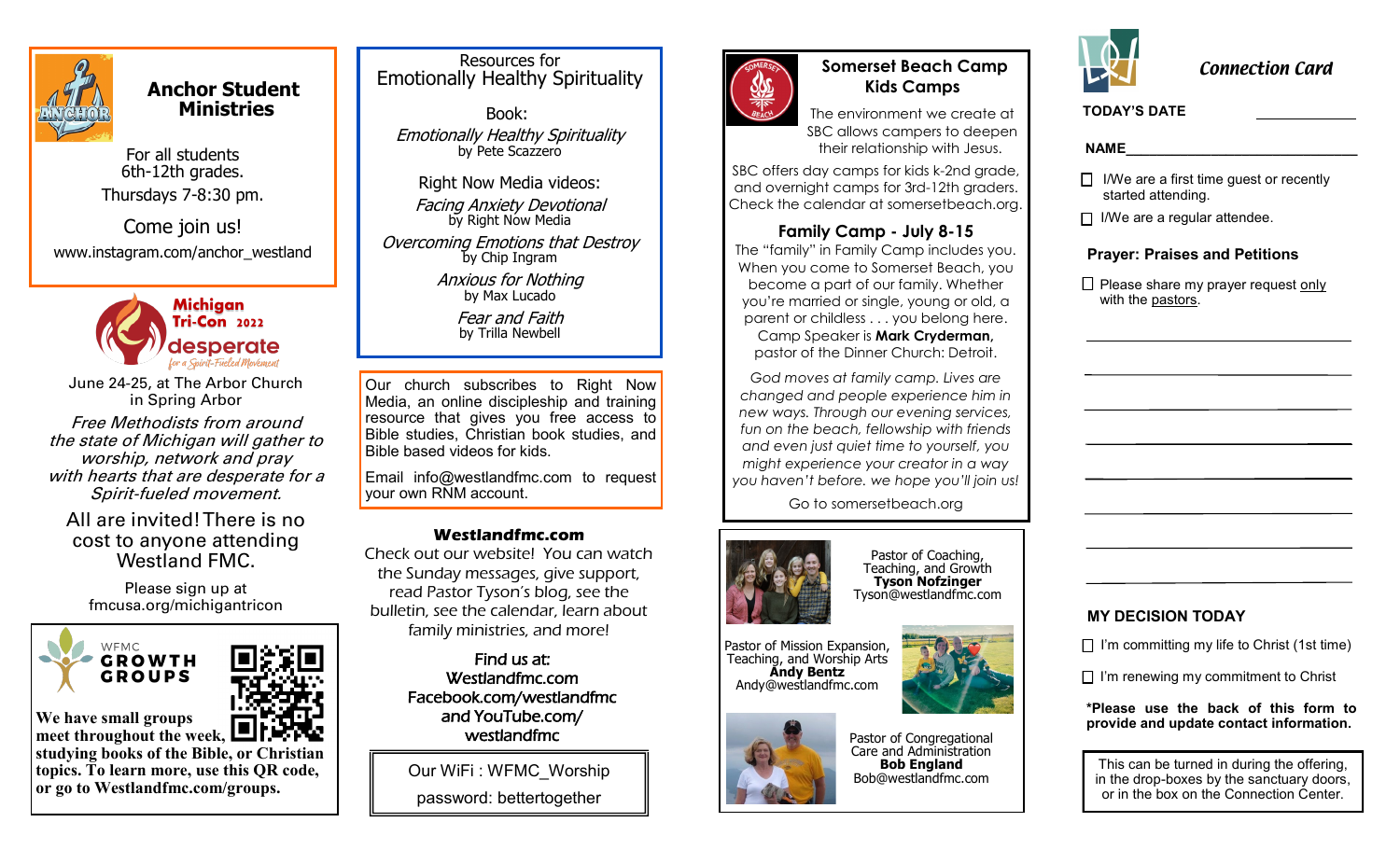## Anchor Student Ministries

For all students 6th-12th grades.

Thursdays 7-8:30 pm.

Come join us!

www.instagram.com/anchor_westland

**Michigan Tri-Con 2022**

**desperate**

*for a Spirit-Fueled Movement*

June 24-25, at The Arbor Church in Spring Arbor

*Free Methodists from around the state of Michigan will gather to worship, network and pray with hearts that are desperate for a Spirit-fueled movement.*

All are invited! There is no cost to anyone attending Westland FMC.

Please sign up at fmcusa.org/michigantricon

**WFMC GROWTH GROUPS**

**We have small groups meet throughout the week, studying books of the Bible, or Christian topics. To learn more, use this QR code, or go to Westlandfmc.com/groups.**

Resources for Emotionally Healthy Spirituality

Book:

*Emotionally Healthy Spirituality* by Pete Scazzero

Right Now Media videos:

*Facing Anxiety Devotional* by Right Now Media

*Overcoming Emotions that Destroy* by Chip Ingram

*Anxious for Nothing* by Max Lucado

*Fear and Faith* by Trilla Newbell

Our church subscribes to Right Now Media, an online discipleship and training resource that gives you free access to Bible studies, Christian book studies, and Bible based videos for kids.

Email info@westlandfmc.com to request your own RNM account.

**Westlandfmc.com**

Check out our website! You can watch the Sunday messages, give support, read Pastor Tyson's blog, see the bulletin, see the calendar, learn about family ministries, and more!

Find us at:
Westlandfmc.com
Facebook.com/westlandfmc
and YouTube.com/westlandfmc

Our WiFi : WFMC_Worship

password: bettertogether

## Somerset Beach Camp Kids Camps

The environment we create at SBC allows campers to deepen their relationship with Jesus.

SBC offers day camps for kids k-2nd grade, and overnight camps for 3rd-12th graders. Check the calendar at somersetbeach.org.

**Family Camp - July 8-15**

The "family" in Family Camp includes you. When you come to Somerset Beach, you become a part of our family. Whether you're married or single, young or old, a parent or childless . . . you belong here. Camp Speaker is **Mark Cryderman**, pastor of the Dinner Church: Detroit.

*God moves at family camp. Lives are changed and people experience him in new ways. Through our evening services, fun on the beach, fellowship with friends and even just quiet time to yourself, you might experience your creator in a way you haven't before. we hope you'll join us!*

Go to somersetbeach.org

Pastor of Coaching, Teaching, and Growth
**Tyson Nofzinger**
Tyson@westlandfmc.com

Pastor of Mission Expansion, Teaching, and Worship Arts
**Andy Bentz**
Andy@westlandfmc.com

Pastor of Congregational Care and Administration
**Bob England**
Bob@westlandfmc.com

## Connection Card

**TODAY'S DATE** ____________

**NAME**____________________________

☐ I/We are a first time guest or recently started attending.

☐ I/We are a regular attendee.

**Prayer: Praises and Petitions**

☐ Please share my prayer request only with the pastors.

______________________________

______________________________

______________________________

______________________________

______________________________

______________________________

______________________________

______________________________

**MY DECISION TODAY**

☐ I'm committing my life to Christ (1st time)

☐ I'm renewing my commitment to Christ

**\*Please use the back of this form to provide and update contact information.**

This can be turned in during the offering, in the drop-boxes by the sanctuary doors, or in the box on the Connection Center.